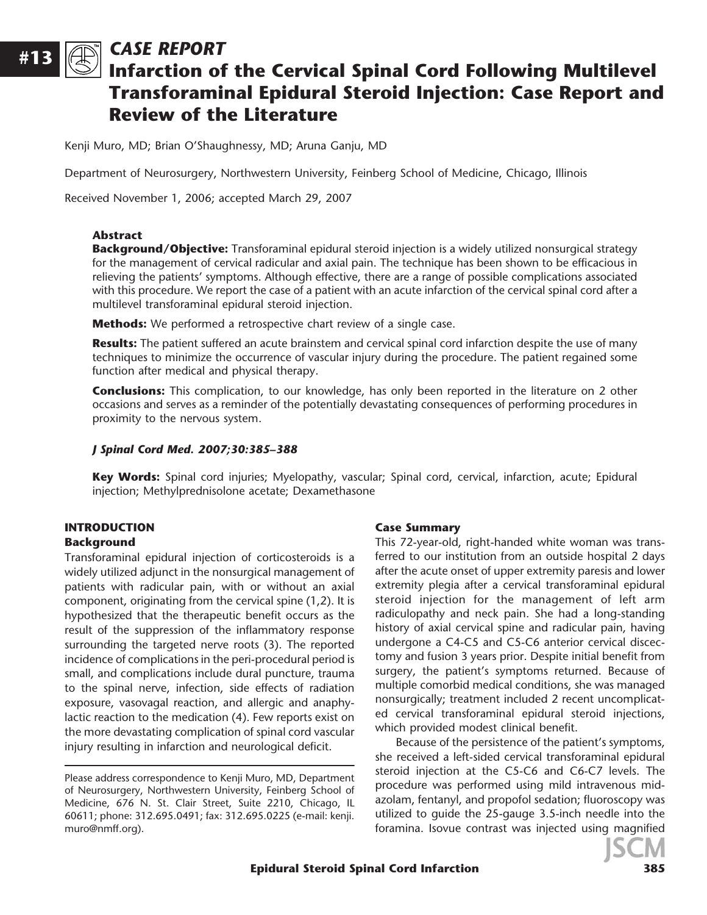# CASE REPORT

# Infarction of the Cervical Spinal Cord Following Multilevel Transforaminal Epidural Steroid Injection: Case Report and Review of the Literature

Kenji Muro, MD; Brian O'Shaughnessy, MD; Aruna Ganju, MD

Department of Neurosurgery, Northwestern University, Feinberg School of Medicine, Chicago, Illinois

Received November 1, 2006; accepted March 29, 2007

### Abstract

**Background/Objective:** Transforaminal epidural steroid injection is a widely utilized nonsurgical strategy for the management of cervical radicular and axial pain. The technique has been shown to be efficacious in relieving the patients' symptoms. Although effective, there are a range of possible complications associated with this procedure. We report the case of a patient with an acute infarction of the cervical spinal cord after a multilevel transforaminal epidural steroid injection.

**Methods:** We performed a retrospective chart review of a single case.

**Results:** The patient suffered an acute brainstem and cervical spinal cord infarction despite the use of many techniques to minimize the occurrence of vascular injury during the procedure. The patient regained some function after medical and physical therapy.

**Conclusions:** This complication, to our knowledge, has only been reported in the literature on 2 other occasions and serves as a reminder of the potentially devastating consequences of performing procedures in proximity to the nervous system.

***J Spinal Cord Med. 2007;30:385–388***

**Key Words:** Spinal cord injuries; Myelopathy, vascular; Spinal cord, cervical, infarction, acute; Epidural injection; Methylprednisolone acetate; Dexamethasone

## INTRODUCTION

### Background

Transforaminal epidural injection of corticosteroids is a widely utilized adjunct in the nonsurgical management of patients with radicular pain, with or without an axial component, originating from the cervical spine (1,2). It is hypothesized that the therapeutic benefit occurs as the result of the suppression of the inflammatory response surrounding the targeted nerve roots (3). The reported incidence of complications in the peri-procedural period is small, and complications include dural puncture, trauma to the spinal nerve, infection, side effects of radiation exposure, vasovagal reaction, and allergic and anaphylactic reaction to the medication (4). Few reports exist on the more devastating complication of spinal cord vascular injury resulting in infarction and neurological deficit.

Please address correspondence to Kenji Muro, MD, Department of Neurosurgery, Northwestern University, Feinberg School of Medicine, 676 N. St. Clair Street, Suite 2210, Chicago, IL 60611; phone: 312.695.0491; fax: 312.695.0225 (e-mail: kenji.muro@nmff.org).

### Case Summary

This 72-year-old, right-handed white woman was transferred to our institution from an outside hospital 2 days after the acute onset of upper extremity paresis and lower extremity plegia after a cervical transforaminal epidural steroid injection for the management of left arm radiculopathy and neck pain. She had a long-standing history of axial cervical spine and radicular pain, having undergone a C4-C5 and C5-C6 anterior cervical discectomy and fusion 3 years prior. Despite initial benefit from surgery, the patient's symptoms returned. Because of multiple comorbid medical conditions, she was managed nonsurgically; treatment included 2 recent uncomplicated cervical transforaminal epidural steroid injections, which provided modest clinical benefit.

Because of the persistence of the patient's symptoms, she received a left-sided cervical transforaminal epidural steroid injection at the C5-C6 and C6-C7 levels. The procedure was performed using mild intravenous midazolam, fentanyl, and propofol sedation; fluoroscopy was utilized to guide the 25-gauge 3.5-inch needle into the foramina. Isovue contrast was injected using magnified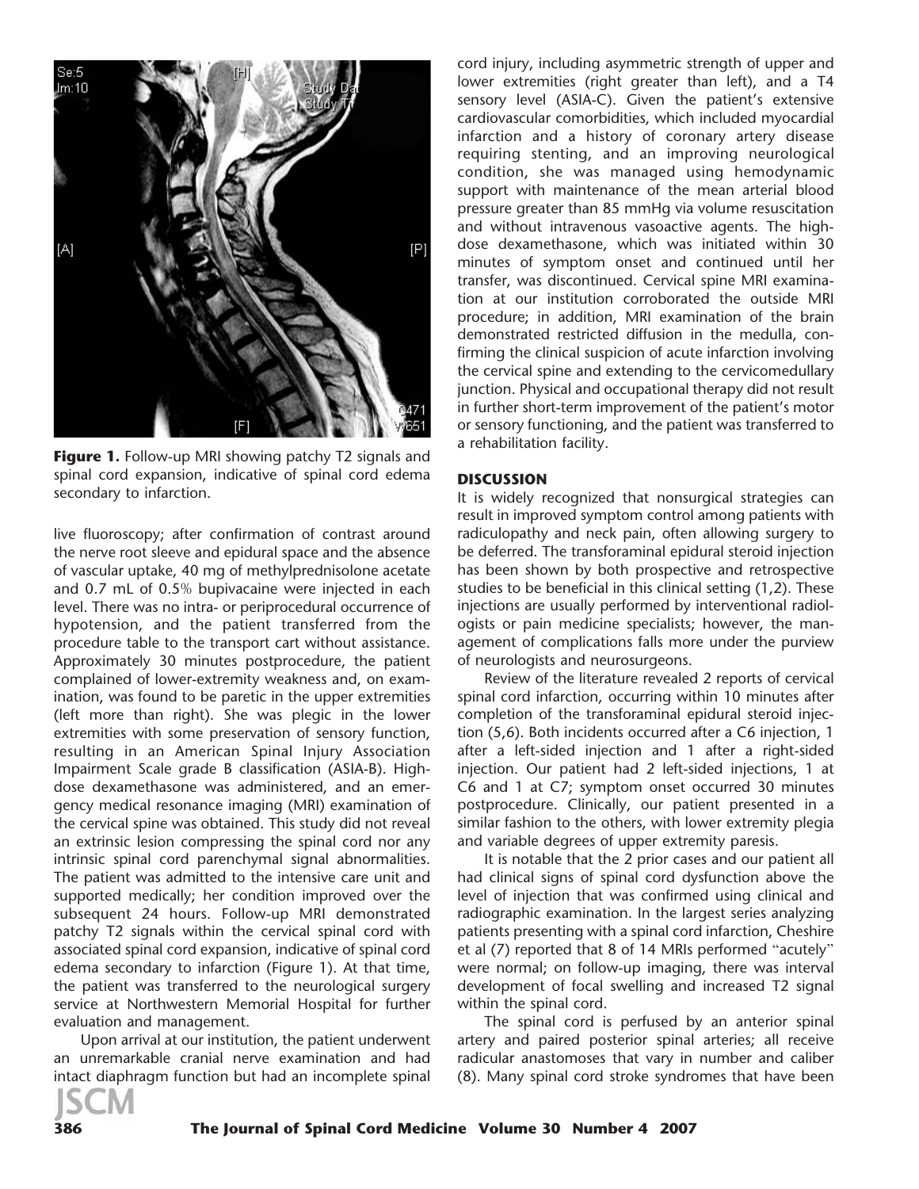**Figure 1.** Follow-up MRI showing patchy T2 signals and spinal cord expansion, indicative of spinal cord edema secondary to infarction.

live fluoroscopy; after confirmation of contrast around the nerve root sleeve and epidural space and the absence of vascular uptake, 40 mg of methylprednisolone acetate and 0.7 mL of 0.5% bupivacaine were injected in each level. There was no intra- or periprocedural occurrence of hypotension, and the patient transferred from the procedure table to the transport cart without assistance. Approximately 30 minutes postprocedure, the patient complained of lower-extremity weakness and, on examination, was found to be paretic in the upper extremities (left more than right). She was plegic in the lower extremities with some preservation of sensory function, resulting in an American Spinal Injury Association Impairment Scale grade B classification (ASIA-B). High-dose dexamethasone was administered, and an emergency medical resonance imaging (MRI) examination of the cervical spine was obtained. This study did not reveal an extrinsic lesion compressing the spinal cord nor any intrinsic spinal cord parenchymal signal abnormalities. The patient was admitted to the intensive care unit and supported medically; her condition improved over the subsequent 24 hours. Follow-up MRI demonstrated patchy T2 signals within the cervical spinal cord with associated spinal cord expansion, indicative of spinal cord edema secondary to infarction (Figure 1). At that time, the patient was transferred to the neurological surgery service at Northwestern Memorial Hospital for further evaluation and management.

Upon arrival at our institution, the patient underwent an unremarkable cranial nerve examination and had intact diaphragm function but had an incomplete spinal cord injury, including asymmetric strength of upper and lower extremities (right greater than left), and a T4 sensory level (ASIA-C). Given the patient's extensive cardiovascular comorbidities, which included myocardial infarction and a history of coronary artery disease requiring stenting, and an improving neurological condition, she was managed using hemodynamic support with maintenance of the mean arterial blood pressure greater than 85 mmHg via volume resuscitation and without intravenous vasoactive agents. The high-dose dexamethasone, which was initiated within 30 minutes of symptom onset and continued until her transfer, was discontinued. Cervical spine MRI examination at our institution corroborated the outside MRI procedure; in addition, MRI examination of the brain demonstrated restricted diffusion in the medulla, confirming the clinical suspicion of acute infarction involving the cervical spine and extending to the cervicomedullary junction. Physical and occupational therapy did not result in further short-term improvement of the patient's motor or sensory functioning, and the patient was transferred to a rehabilitation facility.

## DISCUSSION

It is widely recognized that nonsurgical strategies can result in improved symptom control among patients with radiculopathy and neck pain, often allowing surgery to be deferred. The transforaminal epidural steroid injection has been shown by both prospective and retrospective studies to be beneficial in this clinical setting (1,2). These injections are usually performed by interventional radiologists or pain medicine specialists; however, the management of complications falls more under the purview of neurologists and neurosurgeons.

Review of the literature revealed 2 reports of cervical spinal cord infarction, occurring within 10 minutes after completion of the transforaminal epidural steroid injection (5,6). Both incidents occurred after a C6 injection, 1 after a left-sided injection and 1 after a right-sided injection. Our patient had 2 left-sided injections, 1 at C6 and 1 at C7; symptom onset occurred 30 minutes postprocedure. Clinically, our patient presented in a similar fashion to the others, with lower extremity plegia and variable degrees of upper extremity paresis.

It is notable that the 2 prior cases and our patient all had clinical signs of spinal cord dysfunction above the level of injection that was confirmed using clinical and radiographic examination. In the largest series analyzing patients presenting with a spinal cord infarction, Cheshire et al (7) reported that 8 of 14 MRIs performed "acutely" were normal; on follow-up imaging, there was interval development of focal swelling and increased T2 signal within the spinal cord.

The spinal cord is perfused by an anterior spinal artery and paired posterior spinal arteries; all receive radicular anastomoses that vary in number and caliber (8). Many spinal cord stroke syndromes that have been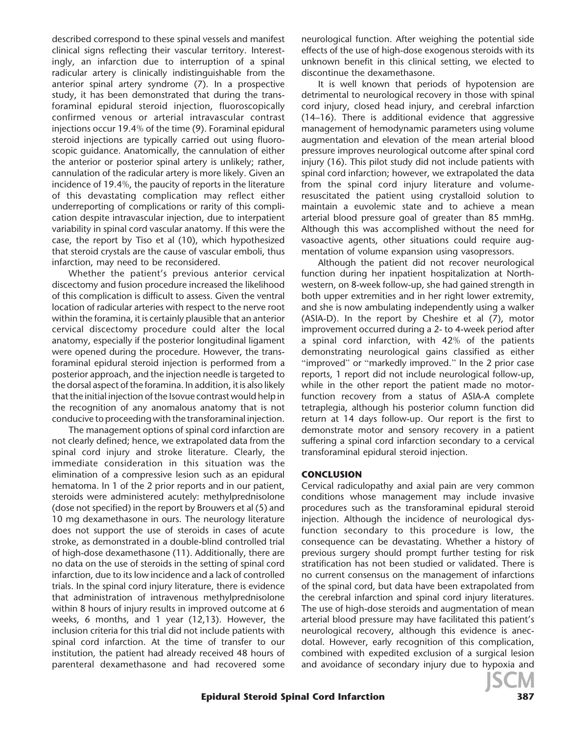described correspond to these spinal vessels and manifest clinical signs reflecting their vascular territory. Interestingly, an infarction due to interruption of a spinal radicular artery is clinically indistinguishable from the anterior spinal artery syndrome (7). In a prospective study, it has been demonstrated that during the transforaminal epidural steroid injection, fluoroscopically confirmed venous or arterial intravascular contrast injections occur 19.4% of the time (9). Foraminal epidural steroid injections are typically carried out using fluoroscopic guidance. Anatomically, the cannulation of either the anterior or posterior spinal artery is unlikely; rather, cannulation of the radicular artery is more likely. Given an incidence of 19.4%, the paucity of reports in the literature of this devastating complication may reflect either underreporting of complications or rarity of this complication despite intravascular injection, due to interpatient variability in spinal cord vascular anatomy. If this were the case, the report by Tiso et al (10), which hypothesized that steroid crystals are the cause of vascular emboli, thus infarction, may need to be reconsidered.

Whether the patient's previous anterior cervical discectomy and fusion procedure increased the likelihood of this complication is difficult to assess. Given the ventral location of radicular arteries with respect to the nerve root within the foramina, it is certainly plausible that an anterior cervical discectomy procedure could alter the local anatomy, especially if the posterior longitudinal ligament were opened during the procedure. However, the transforaminal epidural steroid injection is performed from a posterior approach, and the injection needle is targeted to the dorsal aspect of the foramina. In addition, it is also likely that the initial injection of the Isovue contrast would help in the recognition of any anomalous anatomy that is not conducive to proceeding with the transforaminal injection.

The management options of spinal cord infarction are not clearly defined; hence, we extrapolated data from the spinal cord injury and stroke literature. Clearly, the immediate consideration in this situation was the elimination of a compressive lesion such as an epidural hematoma. In 1 of the 2 prior reports and in our patient, steroids were administered acutely: methylprednisolone (dose not specified) in the report by Brouwers et al (5) and 10 mg dexamethasone in ours. The neurology literature does not support the use of steroids in cases of acute stroke, as demonstrated in a double-blind controlled trial of high-dose dexamethasone (11). Additionally, there are no data on the use of steroids in the setting of spinal cord infarction, due to its low incidence and a lack of controlled trials. In the spinal cord injury literature, there is evidence that administration of intravenous methylprednisolone within 8 hours of injury results in improved outcome at 6 weeks, 6 months, and 1 year (12,13). However, the inclusion criteria for this trial did not include patients with spinal cord infarction. At the time of transfer to our institution, the patient had already received 48 hours of parenteral dexamethasone and had recovered some neurological function. After weighing the potential side effects of the use of high-dose exogenous steroids with its unknown benefit in this clinical setting, we elected to discontinue the dexamethasone.

It is well known that periods of hypotension are detrimental to neurological recovery in those with spinal cord injury, closed head injury, and cerebral infarction (14–16). There is additional evidence that aggressive management of hemodynamic parameters using volume augmentation and elevation of the mean arterial blood pressure improves neurological outcome after spinal cord injury (16). This pilot study did not include patients with spinal cord infarction; however, we extrapolated the data from the spinal cord injury literature and volume-resuscitated the patient using crystalloid solution to maintain a euvolemic state and to achieve a mean arterial blood pressure goal of greater than 85 mmHg. Although this was accomplished without the need for vasoactive agents, other situations could require augmentation of volume expansion using vasopressors.

Although the patient did not recover neurological function during her inpatient hospitalization at Northwestern, on 8-week follow-up, she had gained strength in both upper extremities and in her right lower extremity, and she is now ambulating independently using a walker (ASIA-D). In the report by Cheshire et al (7), motor improvement occurred during a 2- to 4-week period after a spinal cord infarction, with 42% of the patients demonstrating neurological gains classified as either "improved" or "markedly improved." In the 2 prior case reports, 1 report did not include neurological follow-up, while in the other report the patient made no motor-function recovery from a status of ASIA-A complete tetraplegia, although his posterior column function did return at 14 days follow-up. Our report is the first to demonstrate motor and sensory recovery in a patient suffering a spinal cord infarction secondary to a cervical transforaminal epidural steroid injection.

## CONCLUSION

Cervical radiculopathy and axial pain are very common conditions whose management may include invasive procedures such as the transforaminal epidural steroid injection. Although the incidence of neurological dysfunction secondary to this procedure is low, the consequence can be devastating. Whether a history of previous surgery should prompt further testing for risk stratification has not been studied or validated. There is no current consensus on the management of infarctions of the spinal cord, but data have been extrapolated from the cerebral infarction and spinal cord injury literatures. The use of high-dose steroids and augmentation of mean arterial blood pressure may have facilitated this patient's neurological recovery, although this evidence is anecdotal. However, early recognition of this complication, combined with expedited exclusion of a surgical lesion and avoidance of secondary injury due to hypoxia and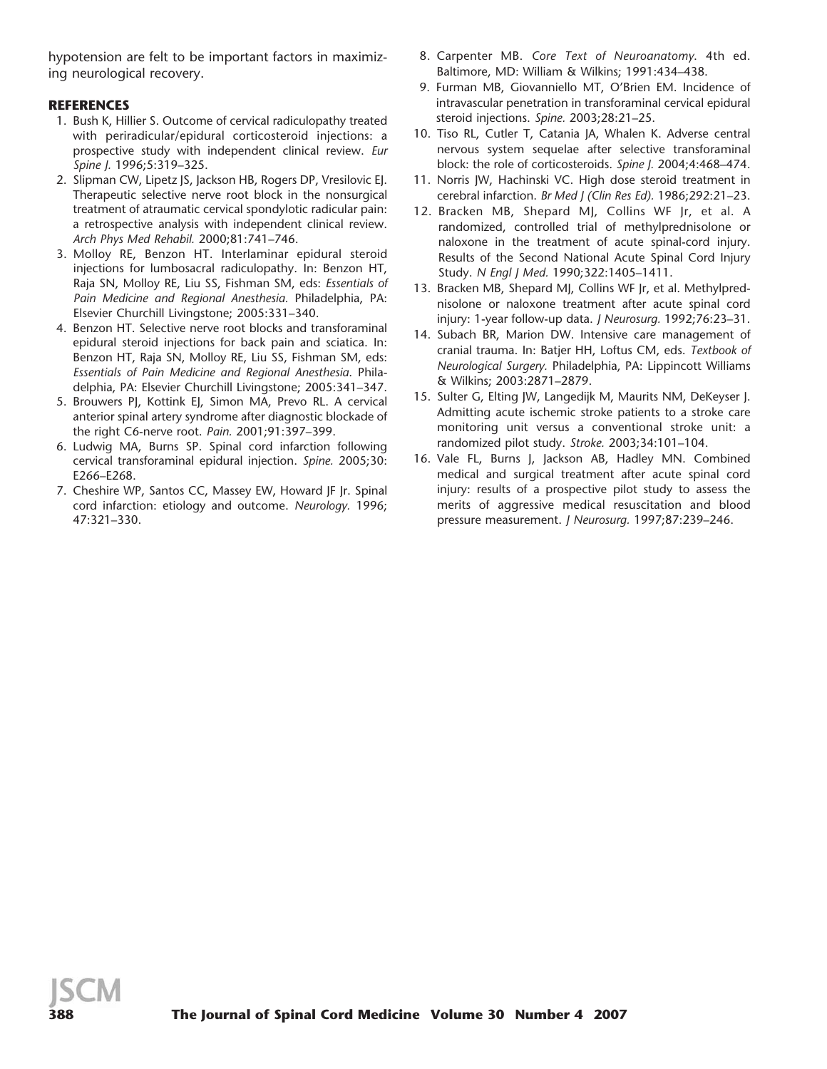hypotension are felt to be important factors in maximizing neurological recovery.

## REFERENCES

1. Bush K, Hillier S. Outcome of cervical radiculopathy treated with periradicular/epidural corticosteroid injections: a prospective study with independent clinical review. *Eur Spine J.* 1996;5:319–325.
2. Slipman CW, Lipetz JS, Jackson HB, Rogers DP, Vresilovic EJ. Therapeutic selective nerve root block in the nonsurgical treatment of atraumatic cervical spondylotic radicular pain: a retrospective analysis with independent clinical review. *Arch Phys Med Rehabil.* 2000;81:741–746.
3. Molloy RE, Benzon HT. Interlaminar epidural steroid injections for lumbosacral radiculopathy. In: Benzon HT, Raja SN, Molloy RE, Liu SS, Fishman SM, eds: *Essentials of Pain Medicine and Regional Anesthesia.* Philadelphia, PA: Elsevier Churchill Livingstone; 2005:331–340.
4. Benzon HT. Selective nerve root blocks and transforaminal epidural steroid injections for back pain and sciatica. In: Benzon HT, Raja SN, Molloy RE, Liu SS, Fishman SM, eds: *Essentials of Pain Medicine and Regional Anesthesia.* Philadelphia, PA: Elsevier Churchill Livingstone; 2005:341–347.
5. Brouwers PJ, Kottink EJ, Simon MA, Prevo RL. A cervical anterior spinal artery syndrome after diagnostic blockade of the right C6-nerve root. *Pain.* 2001;91:397–399.
6. Ludwig MA, Burns SP. Spinal cord infarction following cervical transforaminal epidural injection. *Spine.* 2005;30: E266–E268.
7. Cheshire WP, Santos CC, Massey EW, Howard JF Jr. Spinal cord infarction: etiology and outcome. *Neurology.* 1996; 47:321–330.
8. Carpenter MB. *Core Text of Neuroanatomy.* 4th ed. Baltimore, MD: William & Wilkins; 1991:434–438.
9. Furman MB, Giovanniello MT, O'Brien EM. Incidence of intravascular penetration in transforaminal cervical epidural steroid injections. *Spine.* 2003;28:21–25.
10. Tiso RL, Cutler T, Catania JA, Whalen K. Adverse central nervous system sequelae after selective transforaminal block: the role of corticosteroids. *Spine J.* 2004;4:468–474.
11. Norris JW, Hachinski VC. High dose steroid treatment in cerebral infarction. *Br Med J (Clin Res Ed).* 1986;292:21–23.
12. Bracken MB, Shepard MJ, Collins WF Jr, et al. A randomized, controlled trial of methylprednisolone or naloxone in the treatment of acute spinal-cord injury. Results of the Second National Acute Spinal Cord Injury Study. *N Engl J Med.* 1990;322:1405–1411.
13. Bracken MB, Shepard MJ, Collins WF Jr, et al. Methylprednisolone or naloxone treatment after acute spinal cord injury: 1-year follow-up data. *J Neurosurg.* 1992;76:23–31.
14. Subach BR, Marion DW. Intensive care management of cranial trauma. In: Batjer HH, Loftus CM, eds. *Textbook of Neurological Surgery.* Philadelphia, PA: Lippincott Williams & Wilkins; 2003:2871–2879.
15. Sulter G, Elting JW, Langedijk M, Maurits NM, DeKeyser J. Admitting acute ischemic stroke patients to a stroke care monitoring unit versus a conventional stroke unit: a randomized pilot study. *Stroke.* 2003;34:101–104.
16. Vale FL, Burns J, Jackson AB, Hadley MN. Combined medical and surgical treatment after acute spinal cord injury: results of a prospective pilot study to assess the merits of aggressive medical resuscitation and blood pressure measurement. *J Neurosurg.* 1997;87:239–246.